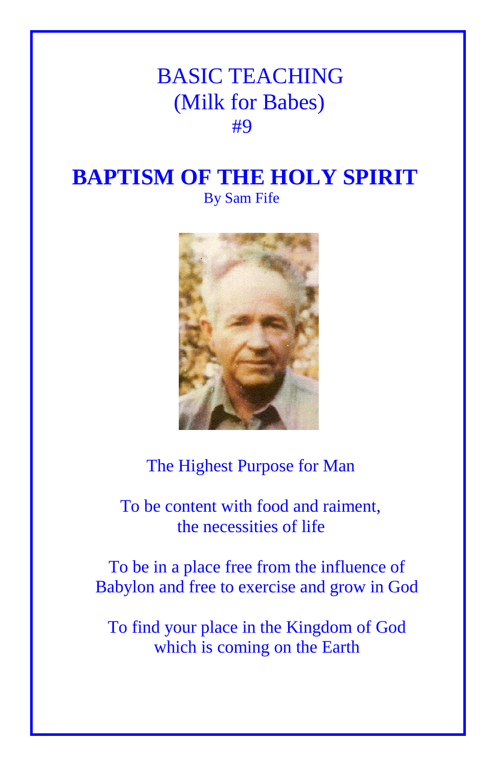BASIC TEACHING
(Milk for Babes)
#9

# BAPTISM OF THE HOLY SPIRIT

By Sam Fife

The Highest Purpose for Man

To be content with food and raiment,
the necessities of life

To be in a place free from the influence of
Babylon and free to exercise and grow in God

To find your place in the Kingdom of God
which is coming on the Earth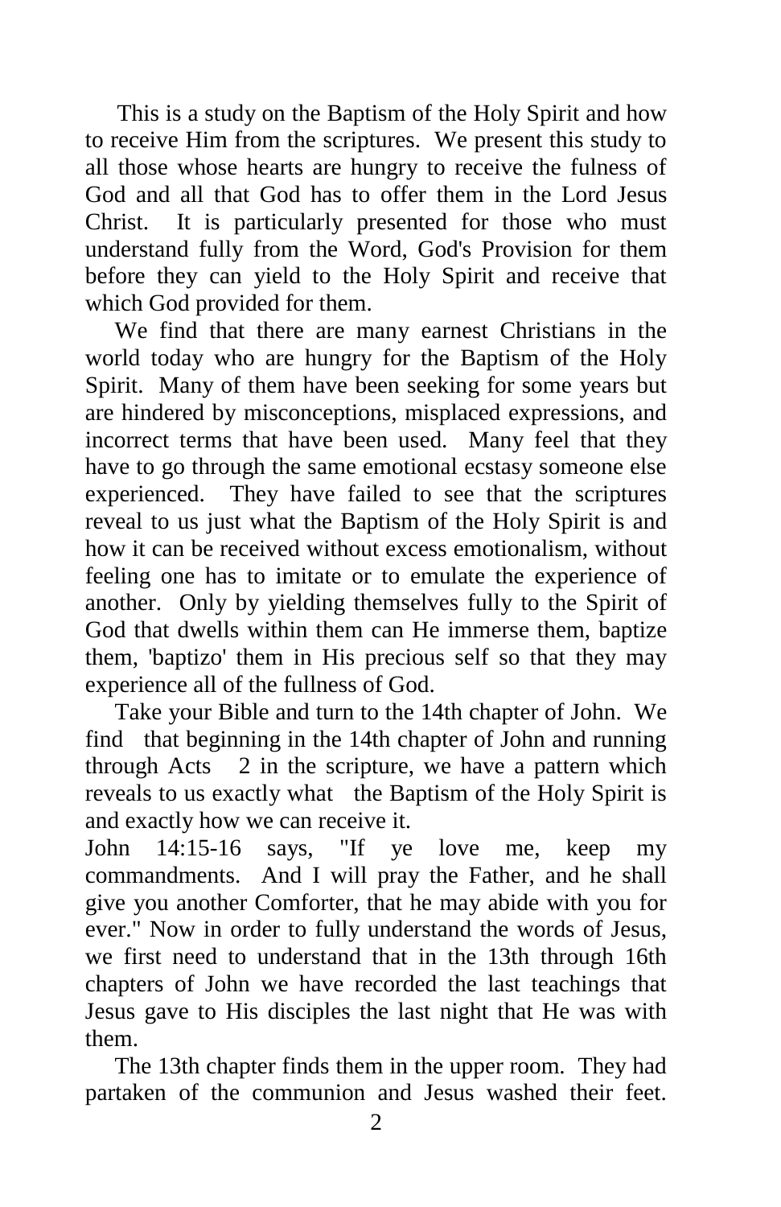This is a study on the Baptism of the Holy Spirit and how to receive Him from the scriptures. We present this study to all those whose hearts are hungry to receive the fulness of God and all that God has to offer them in the Lord Jesus Christ. It is particularly presented for those who must understand fully from the Word, God's Provision for them before they can yield to the Holy Spirit and receive that which God provided for them.

We find that there are many earnest Christians in the world today who are hungry for the Baptism of the Holy Spirit. Many of them have been seeking for some years but are hindered by misconceptions, misplaced expressions, and incorrect terms that have been used. Many feel that they have to go through the same emotional ecstasy someone else experienced. They have failed to see that the scriptures reveal to us just what the Baptism of the Holy Spirit is and how it can be received without excess emotionalism, without feeling one has to imitate or to emulate the experience of another. Only by yielding themselves fully to the Spirit of God that dwells within them can He immerse them, baptize them, 'baptizo' them in His precious self so that they may experience all of the fullness of God.

Take your Bible and turn to the 14th chapter of John. We find that beginning in the 14th chapter of John and running through Acts 2 in the scripture, we have a pattern which reveals to us exactly what the Baptism of the Holy Spirit is and exactly how we can receive it.

John 14:15-16 says, "If ye love me, keep my commandments. And I will pray the Father, and he shall give you another Comforter, that he may abide with you for ever." Now in order to fully understand the words of Jesus, we first need to understand that in the 13th through 16th chapters of John we have recorded the last teachings that Jesus gave to His disciples the last night that He was with them.

The 13th chapter finds them in the upper room. They had partaken of the communion and Jesus washed their feet.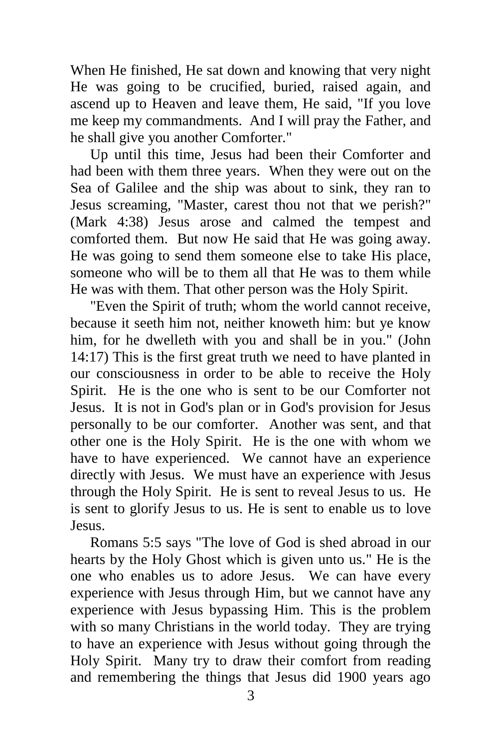When He finished, He sat down and knowing that very night He was going to be crucified, buried, raised again, and ascend up to Heaven and leave them, He said, "If you love me keep my commandments. And I will pray the Father, and he shall give you another Comforter."

Up until this time, Jesus had been their Comforter and had been with them three years. When they were out on the Sea of Galilee and the ship was about to sink, they ran to Jesus screaming, "Master, carest thou not that we perish?" (Mark 4:38) Jesus arose and calmed the tempest and comforted them. But now He said that He was going away. He was going to send them someone else to take His place, someone who will be to them all that He was to them while He was with them. That other person was the Holy Spirit.

"Even the Spirit of truth; whom the world cannot receive, because it seeth him not, neither knoweth him: but ye know him, for he dwelleth with you and shall be in you." (John 14:17) This is the first great truth we need to have planted in our consciousness in order to be able to receive the Holy Spirit. He is the one who is sent to be our Comforter not Jesus. It is not in God's plan or in God's provision for Jesus personally to be our comforter. Another was sent, and that other one is the Holy Spirit. He is the one with whom we have to have experienced. We cannot have an experience directly with Jesus. We must have an experience with Jesus through the Holy Spirit. He is sent to reveal Jesus to us. He is sent to glorify Jesus to us. He is sent to enable us to love Jesus.

Romans 5:5 says "The love of God is shed abroad in our hearts by the Holy Ghost which is given unto us." He is the one who enables us to adore Jesus. We can have every experience with Jesus through Him, but we cannot have any experience with Jesus bypassing Him. This is the problem with so many Christians in the world today. They are trying to have an experience with Jesus without going through the Holy Spirit. Many try to draw their comfort from reading and remembering the things that Jesus did 1900 years ago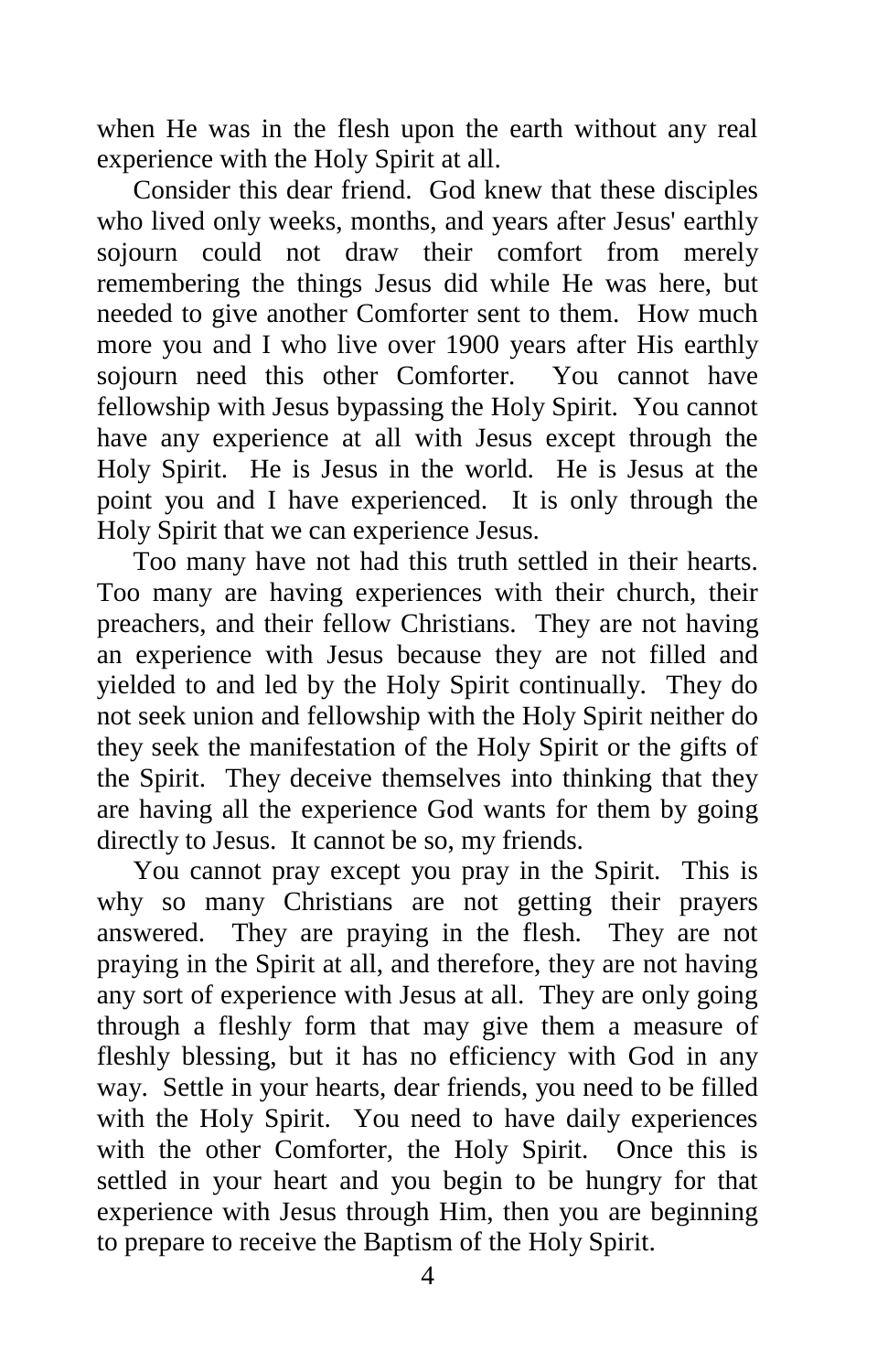when He was in the flesh upon the earth without any real experience with the Holy Spirit at all.

Consider this dear friend. God knew that these disciples who lived only weeks, months, and years after Jesus' earthly sojourn could not draw their comfort from merely remembering the things Jesus did while He was here, but needed to give another Comforter sent to them. How much more you and I who live over 1900 years after His earthly sojourn need this other Comforter. You cannot have fellowship with Jesus bypassing the Holy Spirit. You cannot have any experience at all with Jesus except through the Holy Spirit. He is Jesus in the world. He is Jesus at the point you and I have experienced. It is only through the Holy Spirit that we can experience Jesus.

Too many have not had this truth settled in their hearts. Too many are having experiences with their church, their preachers, and their fellow Christians. They are not having an experience with Jesus because they are not filled and yielded to and led by the Holy Spirit continually. They do not seek union and fellowship with the Holy Spirit neither do they seek the manifestation of the Holy Spirit or the gifts of the Spirit. They deceive themselves into thinking that they are having all the experience God wants for them by going directly to Jesus. It cannot be so, my friends.

You cannot pray except you pray in the Spirit. This is why so many Christians are not getting their prayers answered. They are praying in the flesh. They are not praying in the Spirit at all, and therefore, they are not having any sort of experience with Jesus at all. They are only going through a fleshly form that may give them a measure of fleshly blessing, but it has no efficiency with God in any way. Settle in your hearts, dear friends, you need to be filled with the Holy Spirit. You need to have daily experiences with the other Comforter, the Holy Spirit. Once this is settled in your heart and you begin to be hungry for that experience with Jesus through Him, then you are beginning to prepare to receive the Baptism of the Holy Spirit.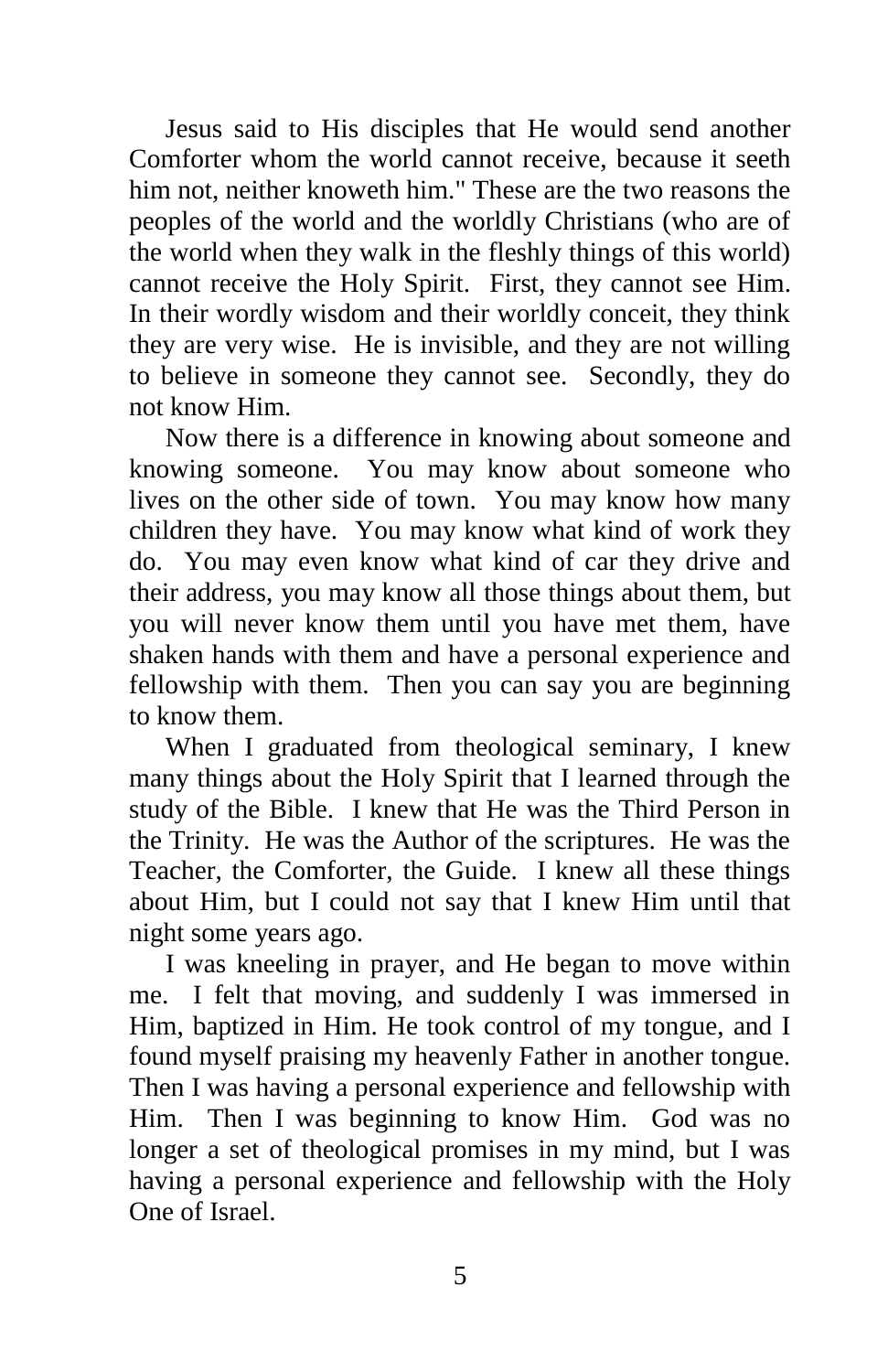Jesus said to His disciples that He would send another Comforter whom the world cannot receive, because it seeth him not, neither knoweth him." These are the two reasons the peoples of the world and the worldly Christians (who are of the world when they walk in the fleshly things of this world) cannot receive the Holy Spirit. First, they cannot see Him. In their wordly wisdom and their worldly conceit, they think they are very wise. He is invisible, and they are not willing to believe in someone they cannot see. Secondly, they do not know Him.

Now there is a difference in knowing about someone and knowing someone. You may know about someone who lives on the other side of town. You may know how many children they have. You may know what kind of work they do. You may even know what kind of car they drive and their address, you may know all those things about them, but you will never know them until you have met them, have shaken hands with them and have a personal experience and fellowship with them. Then you can say you are beginning to know them.

When I graduated from theological seminary, I knew many things about the Holy Spirit that I learned through the study of the Bible. I knew that He was the Third Person in the Trinity. He was the Author of the scriptures. He was the Teacher, the Comforter, the Guide. I knew all these things about Him, but I could not say that I knew Him until that night some years ago.

I was kneeling in prayer, and He began to move within me. I felt that moving, and suddenly I was immersed in Him, baptized in Him. He took control of my tongue, and I found myself praising my heavenly Father in another tongue. Then I was having a personal experience and fellowship with Him. Then I was beginning to know Him. God was no longer a set of theological promises in my mind, but I was having a personal experience and fellowship with the Holy One of Israel.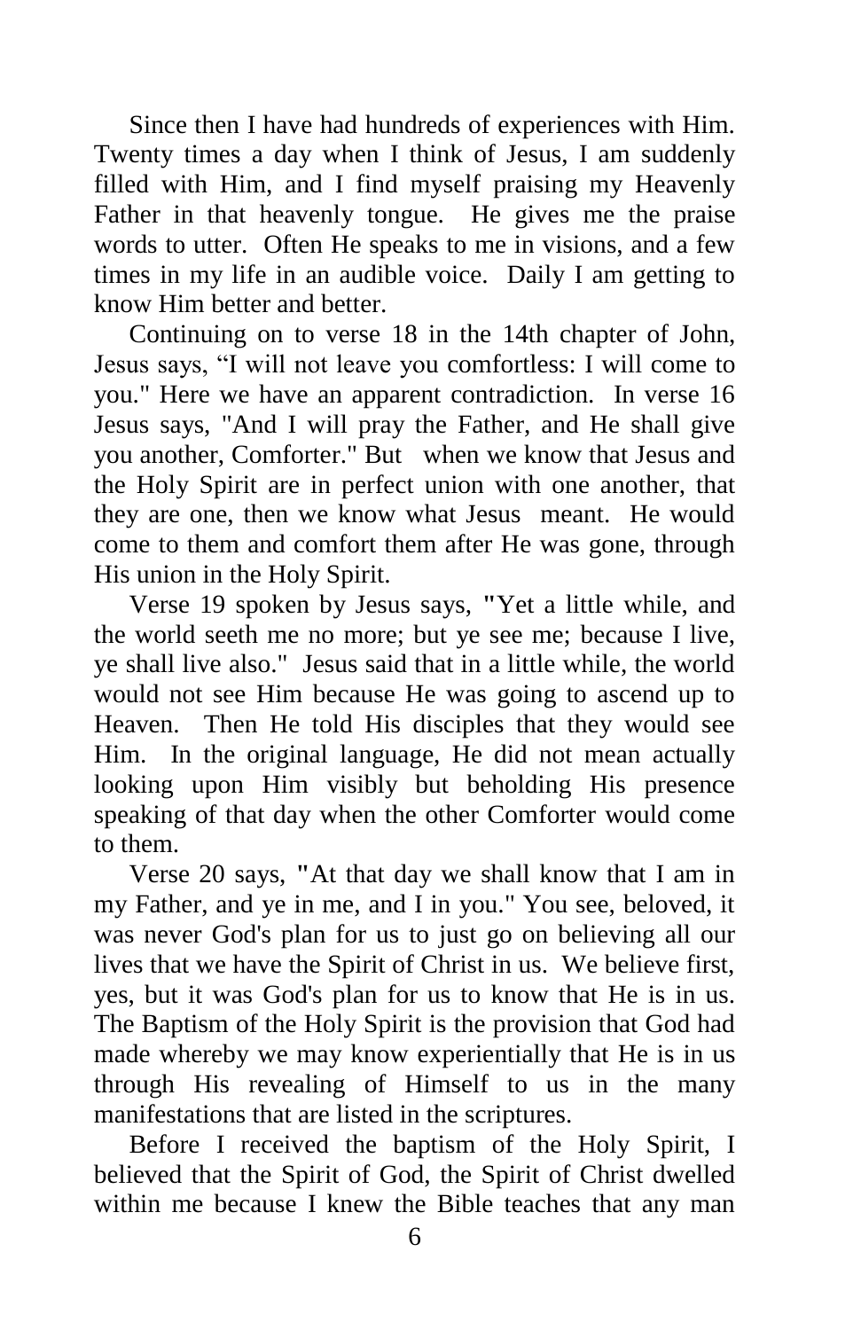Since then I have had hundreds of experiences with Him. Twenty times a day when I think of Jesus, I am suddenly filled with Him, and I find myself praising my Heavenly Father in that heavenly tongue. He gives me the praise words to utter. Often He speaks to me in visions, and a few times in my life in an audible voice. Daily I am getting to know Him better and better.

Continuing on to verse 18 in the 14th chapter of John, Jesus says, "I will not leave you comfortless: I will come to you." Here we have an apparent contradiction. In verse 16 Jesus says, "And I will pray the Father, and He shall give you another, Comforter." But when we know that Jesus and the Holy Spirit are in perfect union with one another, that they are one, then we know what Jesus meant. He would come to them and comfort them after He was gone, through His union in the Holy Spirit.

Verse 19 spoken by Jesus says, "Yet a little while, and the world seeth me no more; but ye see me; because I live, ye shall live also." Jesus said that in a little while, the world would not see Him because He was going to ascend up to Heaven. Then He told His disciples that they would see Him. In the original language, He did not mean actually looking upon Him visibly but beholding His presence speaking of that day when the other Comforter would come to them.

Verse 20 says, "At that day we shall know that I am in my Father, and ye in me, and I in you." You see, beloved, it was never God's plan for us to just go on believing all our lives that we have the Spirit of Christ in us. We believe first, yes, but it was God's plan for us to know that He is in us. The Baptism of the Holy Spirit is the provision that God had made whereby we may know experientially that He is in us through His revealing of Himself to us in the many manifestations that are listed in the scriptures.

Before I received the baptism of the Holy Spirit, I believed that the Spirit of God, the Spirit of Christ dwelled within me because I knew the Bible teaches that any man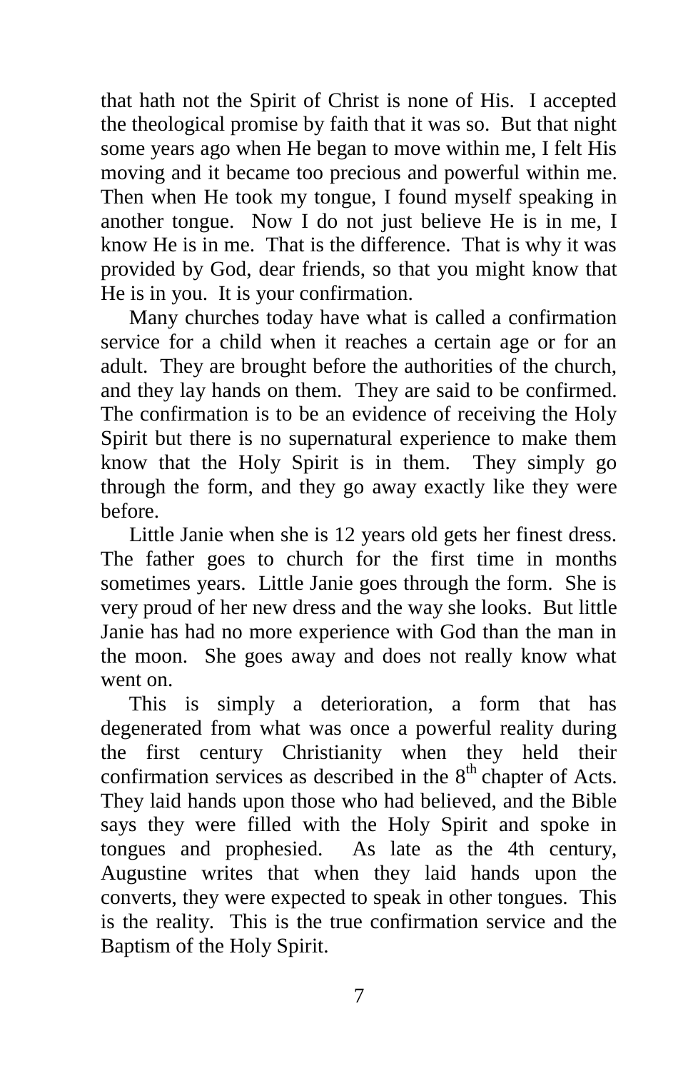that hath not the Spirit of Christ is none of His. I accepted the theological promise by faith that it was so. But that night some years ago when He began to move within me, I felt His moving and it became too precious and powerful within me. Then when He took my tongue, I found myself speaking in another tongue. Now I do not just believe He is in me, I know He is in me. That is the difference. That is why it was provided by God, dear friends, so that you might know that He is in you. It is your confirmation.

Many churches today have what is called a confirmation service for a child when it reaches a certain age or for an adult. They are brought before the authorities of the church, and they lay hands on them. They are said to be confirmed. The confirmation is to be an evidence of receiving the Holy Spirit but there is no supernatural experience to make them know that the Holy Spirit is in them. They simply go through the form, and they go away exactly like they were before.

Little Janie when she is 12 years old gets her finest dress. The father goes to church for the first time in months sometimes years. Little Janie goes through the form. She is very proud of her new dress and the way she looks. But little Janie has had no more experience with God than the man in the moon. She goes away and does not really know what went on.

This is simply a deterioration, a form that has degenerated from what was once a powerful reality during the first century Christianity when they held their confirmation services as described in the 8th chapter of Acts. They laid hands upon those who had believed, and the Bible says they were filled with the Holy Spirit and spoke in tongues and prophesied. As late as the 4th century, Augustine writes that when they laid hands upon the converts, they were expected to speak in other tongues. This is the reality. This is the true confirmation service and the Baptism of the Holy Spirit.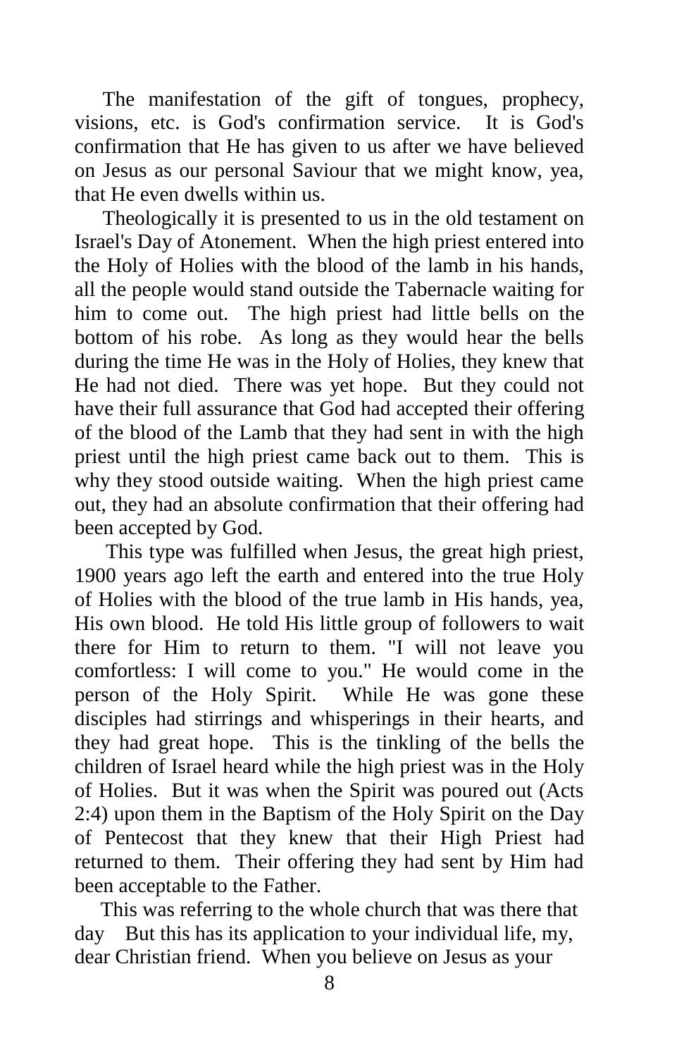The manifestation of the gift of tongues, prophecy, visions, etc. is God's confirmation service. It is God's confirmation that He has given to us after we have believed on Jesus as our personal Saviour that we might know, yea, that He even dwells within us.

Theologically it is presented to us in the old testament on Israel's Day of Atonement. When the high priest entered into the Holy of Holies with the blood of the lamb in his hands, all the people would stand outside the Tabernacle waiting for him to come out. The high priest had little bells on the bottom of his robe. As long as they would hear the bells during the time He was in the Holy of Holies, they knew that He had not died. There was yet hope. But they could not have their full assurance that God had accepted their offering of the blood of the Lamb that they had sent in with the high priest until the high priest came back out to them. This is why they stood outside waiting. When the high priest came out, they had an absolute confirmation that their offering had been accepted by God.

This type was fulfilled when Jesus, the great high priest, 1900 years ago left the earth and entered into the true Holy of Holies with the blood of the true lamb in His hands, yea, His own blood. He told His little group of followers to wait there for Him to return to them. "I will not leave you comfortless: I will come to you." He would come in the person of the Holy Spirit. While He was gone these disciples had stirrings and whisperings in their hearts, and they had great hope. This is the tinkling of the bells the children of Israel heard while the high priest was in the Holy of Holies. But it was when the Spirit was poured out (Acts 2:4) upon them in the Baptism of the Holy Spirit on the Day of Pentecost that they knew that their High Priest had returned to them. Their offering they had sent by Him had been acceptable to the Father.

This was referring to the whole church that was there that day But this has its application to your individual life, my, dear Christian friend. When you believe on Jesus as your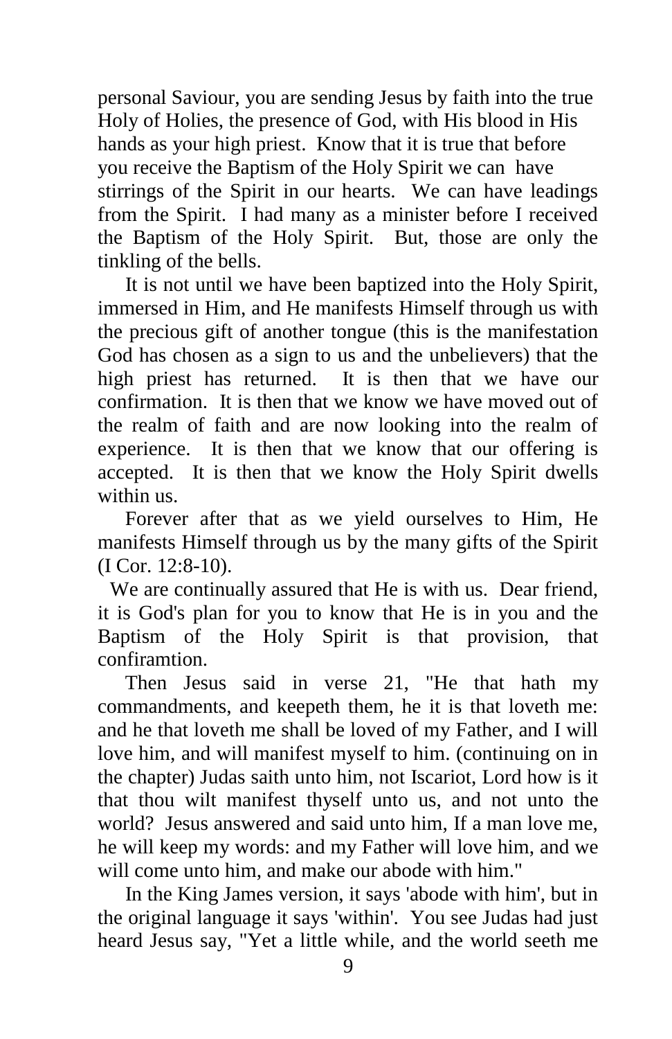personal Saviour, you are sending Jesus by faith into the true Holy of Holies, the presence of God, with His blood in His hands as your high priest. Know that it is true that before you receive the Baptism of the Holy Spirit we can have stirrings of the Spirit in our hearts. We can have leadings from the Spirit. I had many as a minister before I received the Baptism of the Holy Spirit. But, those are only the tinkling of the bells.

It is not until we have been baptized into the Holy Spirit, immersed in Him, and He manifests Himself through us with the precious gift of another tongue (this is the manifestation God has chosen as a sign to us and the unbelievers) that the high priest has returned. It is then that we have our confirmation. It is then that we know we have moved out of the realm of faith and are now looking into the realm of experience. It is then that we know that our offering is accepted. It is then that we know the Holy Spirit dwells within us.

Forever after that as we yield ourselves to Him, He manifests Himself through us by the many gifts of the Spirit (I Cor. 12:8-10).

We are continually assured that He is with us. Dear friend, it is God's plan for you to know that He is in you and the Baptism of the Holy Spirit is that provision, that confiramtion.

Then Jesus said in verse 21, "He that hath my commandments, and keepeth them, he it is that loveth me: and he that loveth me shall be loved of my Father, and I will love him, and will manifest myself to him. (continuing on in the chapter) Judas saith unto him, not Iscariot, Lord how is it that thou wilt manifest thyself unto us, and not unto the world? Jesus answered and said unto him, If a man love me, he will keep my words: and my Father will love him, and we will come unto him, and make our abode with him."

In the King James version, it says 'abode with him', but in the original language it says 'within'. You see Judas had just heard Jesus say, "Yet a little while, and the world seeth me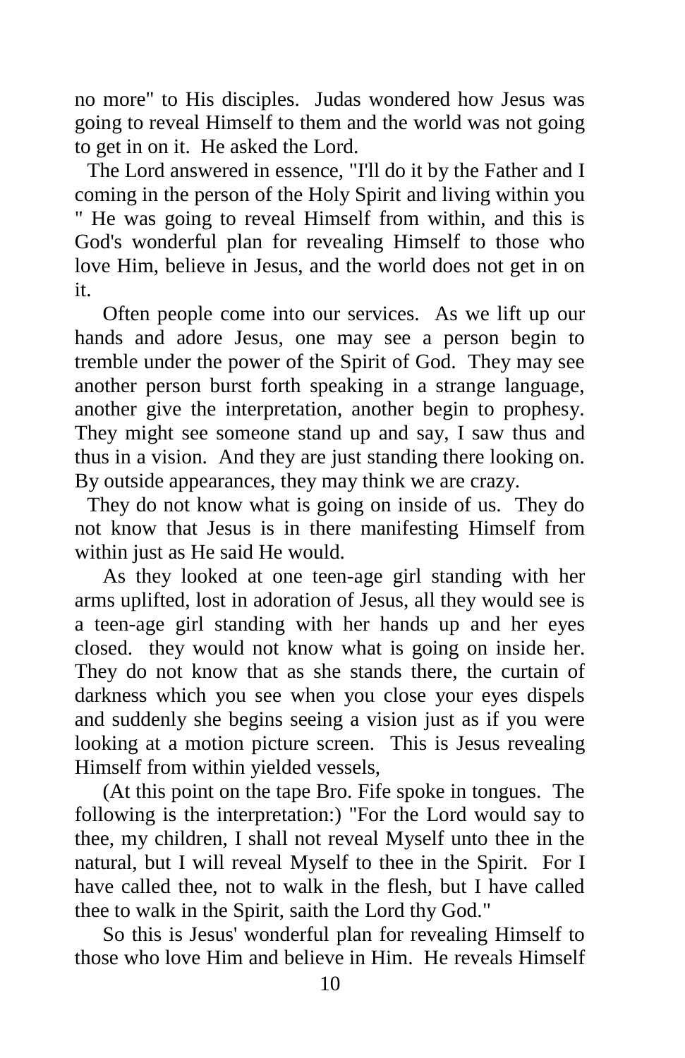no more" to His disciples. Judas wondered how Jesus was going to reveal Himself to them and the world was not going to get in on it. He asked the Lord.

The Lord answered in essence, "I'll do it by the Father and I coming in the person of the Holy Spirit and living within you " He was going to reveal Himself from within, and this is God's wonderful plan for revealing Himself to those who love Him, believe in Jesus, and the world does not get in on it.

Often people come into our services. As we lift up our hands and adore Jesus, one may see a person begin to tremble under the power of the Spirit of God. They may see another person burst forth speaking in a strange language, another give the interpretation, another begin to prophesy. They might see someone stand up and say, I saw thus and thus in a vision. And they are just standing there looking on. By outside appearances, they may think we are crazy.

They do not know what is going on inside of us. They do not know that Jesus is in there manifesting Himself from within just as He said He would.

As they looked at one teen-age girl standing with her arms uplifted, lost in adoration of Jesus, all they would see is a teen-age girl standing with her hands up and her eyes closed. they would not know what is going on inside her. They do not know that as she stands there, the curtain of darkness which you see when you close your eyes dispels and suddenly she begins seeing a vision just as if you were looking at a motion picture screen. This is Jesus revealing Himself from within yielded vessels,

(At this point on the tape Bro. Fife spoke in tongues. The following is the interpretation:) "For the Lord would say to thee, my children, I shall not reveal Myself unto thee in the natural, but I will reveal Myself to thee in the Spirit. For I have called thee, not to walk in the flesh, but I have called thee to walk in the Spirit, saith the Lord thy God."

So this is Jesus' wonderful plan for revealing Himself to those who love Him and believe in Him. He reveals Himself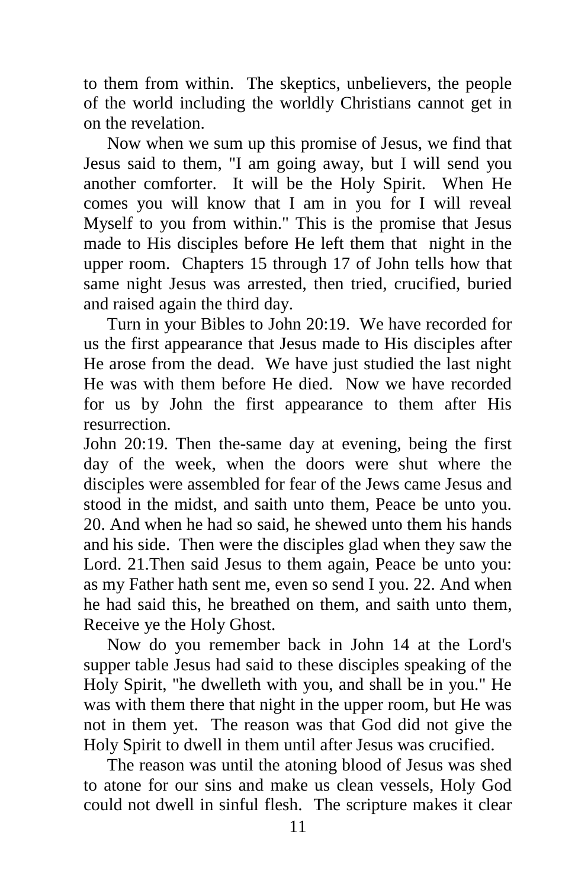to them from within. The skeptics, unbelievers, the people of the world including the worldly Christians cannot get in on the revelation.

Now when we sum up this promise of Jesus, we find that Jesus said to them, "I am going away, but I will send you another comforter. It will be the Holy Spirit. When He comes you will know that I am in you for I will reveal Myself to you from within." This is the promise that Jesus made to His disciples before He left them that night in the upper room. Chapters 15 through 17 of John tells how that same night Jesus was arrested, then tried, crucified, buried and raised again the third day.

Turn in your Bibles to John 20:19. We have recorded for us the first appearance that Jesus made to His disciples after He arose from the dead. We have just studied the last night He was with them before He died. Now we have recorded for us by John the first appearance to them after His resurrection.

John 20:19. Then the-same day at evening, being the first day of the week, when the doors were shut where the disciples were assembled for fear of the Jews came Jesus and stood in the midst, and saith unto them, Peace be unto you. 20. And when he had so said, he shewed unto them his hands and his side. Then were the disciples glad when they saw the Lord. 21.Then said Jesus to them again, Peace be unto you: as my Father hath sent me, even so send I you. 22. And when he had said this, he breathed on them, and saith unto them, Receive ye the Holy Ghost.

Now do you remember back in John 14 at the Lord's supper table Jesus had said to these disciples speaking of the Holy Spirit, "he dwelleth with you, and shall be in you." He was with them there that night in the upper room, but He was not in them yet. The reason was that God did not give the Holy Spirit to dwell in them until after Jesus was crucified.

The reason was until the atoning blood of Jesus was shed to atone for our sins and make us clean vessels, Holy God could not dwell in sinful flesh. The scripture makes it clear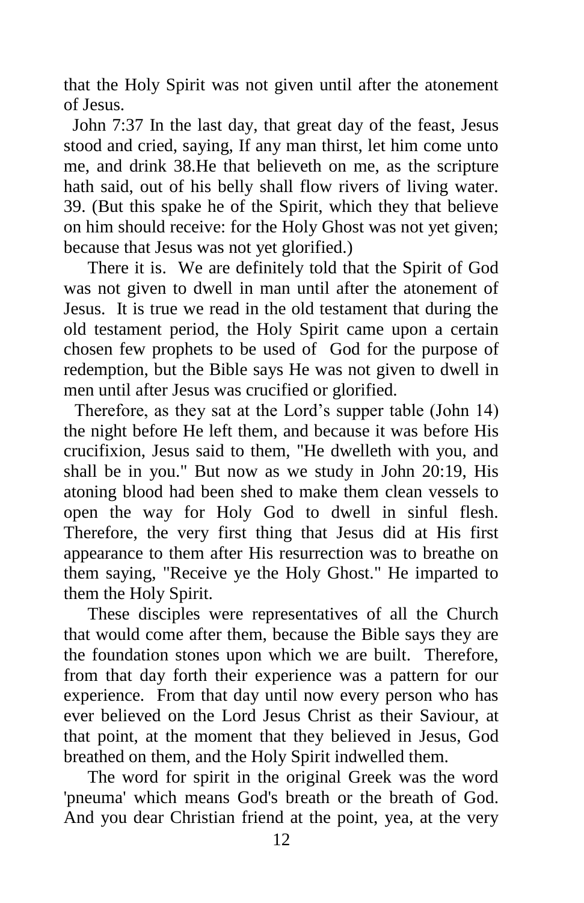that the Holy Spirit was not given until after the atonement of Jesus.

John 7:37 In the last day, that great day of the feast, Jesus stood and cried, saying, If any man thirst, let him come unto me, and drink 38.He that believeth on me, as the scripture hath said, out of his belly shall flow rivers of living water. 39. (But this spake he of the Spirit, which they that believe on him should receive: for the Holy Ghost was not yet given; because that Jesus was not yet glorified.)

There it is. We are definitely told that the Spirit of God was not given to dwell in man until after the atonement of Jesus. It is true we read in the old testament that during the old testament period, the Holy Spirit came upon a certain chosen few prophets to be used of God for the purpose of redemption, but the Bible says He was not given to dwell in men until after Jesus was crucified or glorified.

Therefore, as they sat at the Lord's supper table (John 14) the night before He left them, and because it was before His crucifixion, Jesus said to them, "He dwelleth with you, and shall be in you." But now as we study in John 20:19, His atoning blood had been shed to make them clean vessels to open the way for Holy God to dwell in sinful flesh. Therefore, the very first thing that Jesus did at His first appearance to them after His resurrection was to breathe on them saying, "Receive ye the Holy Ghost." He imparted to them the Holy Spirit.

These disciples were representatives of all the Church that would come after them, because the Bible says they are the foundation stones upon which we are built. Therefore, from that day forth their experience was a pattern for our experience. From that day until now every person who has ever believed on the Lord Jesus Christ as their Saviour, at that point, at the moment that they believed in Jesus, God breathed on them, and the Holy Spirit indwelled them.

The word for spirit in the original Greek was the word 'pneuma' which means God's breath or the breath of God. And you dear Christian friend at the point, yea, at the very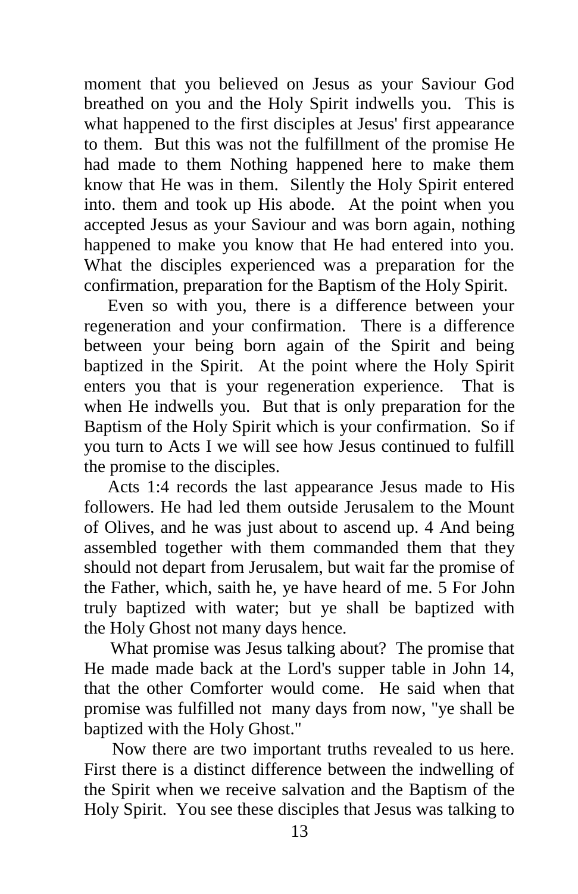moment that you believed on Jesus as your Saviour God breathed on you and the Holy Spirit indwells you. This is what happened to the first disciples at Jesus' first appearance to them. But this was not the fulfillment of the promise He had made to them Nothing happened here to make them know that He was in them. Silently the Holy Spirit entered into. them and took up His abode. At the point when you accepted Jesus as your Saviour and was born again, nothing happened to make you know that He had entered into you. What the disciples experienced was a preparation for the confirmation, preparation for the Baptism of the Holy Spirit.

Even so with you, there is a difference between your regeneration and your confirmation. There is a difference between your being born again of the Spirit and being baptized in the Spirit. At the point where the Holy Spirit enters you that is your regeneration experience. That is when He indwells you. But that is only preparation for the Baptism of the Holy Spirit which is your confirmation. So if you turn to Acts I we will see how Jesus continued to fulfill the promise to the disciples.

Acts 1:4 records the last appearance Jesus made to His followers. He had led them outside Jerusalem to the Mount of Olives, and he was just about to ascend up. 4 And being assembled together with them commanded them that they should not depart from Jerusalem, but wait far the promise of the Father, which, saith he, ye have heard of me. 5 For John truly baptized with water; but ye shall be baptized with the Holy Ghost not many days hence.

What promise was Jesus talking about? The promise that He made made back at the Lord's supper table in John 14, that the other Comforter would come. He said when that promise was fulfilled not many days from now, "ye shall be baptized with the Holy Ghost."

Now there are two important truths revealed to us here. First there is a distinct difference between the indwelling of the Spirit when we receive salvation and the Baptism of the Holy Spirit. You see these disciples that Jesus was talking to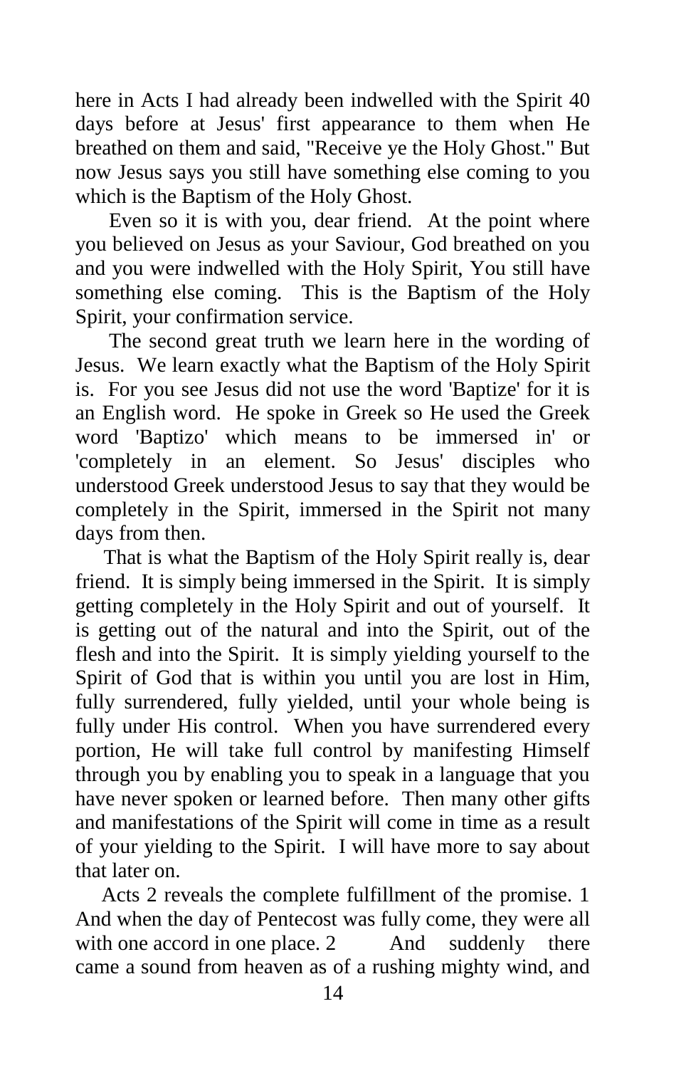here in Acts I had already been indwelled with the Spirit 40 days before at Jesus' first appearance to them when He breathed on them and said, "Receive ye the Holy Ghost." But now Jesus says you still have something else coming to you which is the Baptism of the Holy Ghost.

Even so it is with you, dear friend. At the point where you believed on Jesus as your Saviour, God breathed on you and you were indwelled with the Holy Spirit, You still have something else coming. This is the Baptism of the Holy Spirit, your confirmation service.

The second great truth we learn here in the wording of Jesus. We learn exactly what the Baptism of the Holy Spirit is. For you see Jesus did not use the word 'Baptize' for it is an English word. He spoke in Greek so He used the Greek word 'Baptizo' which means to be immersed in' or 'completely in an element. So Jesus' disciples who understood Greek understood Jesus to say that they would be completely in the Spirit, immersed in the Spirit not many days from then.

That is what the Baptism of the Holy Spirit really is, dear friend. It is simply being immersed in the Spirit. It is simply getting completely in the Holy Spirit and out of yourself. It is getting out of the natural and into the Spirit, out of the flesh and into the Spirit. It is simply yielding yourself to the Spirit of God that is within you until you are lost in Him, fully surrendered, fully yielded, until your whole being is fully under His control. When you have surrendered every portion, He will take full control by manifesting Himself through you by enabling you to speak in a language that you have never spoken or learned before. Then many other gifts and manifestations of the Spirit will come in time as a result of your yielding to the Spirit. I will have more to say about that later on.

Acts 2 reveals the complete fulfillment of the promise. 1 And when the day of Pentecost was fully come, they were all with one accord in one place. 2 And suddenly there came a sound from heaven as of a rushing mighty wind, and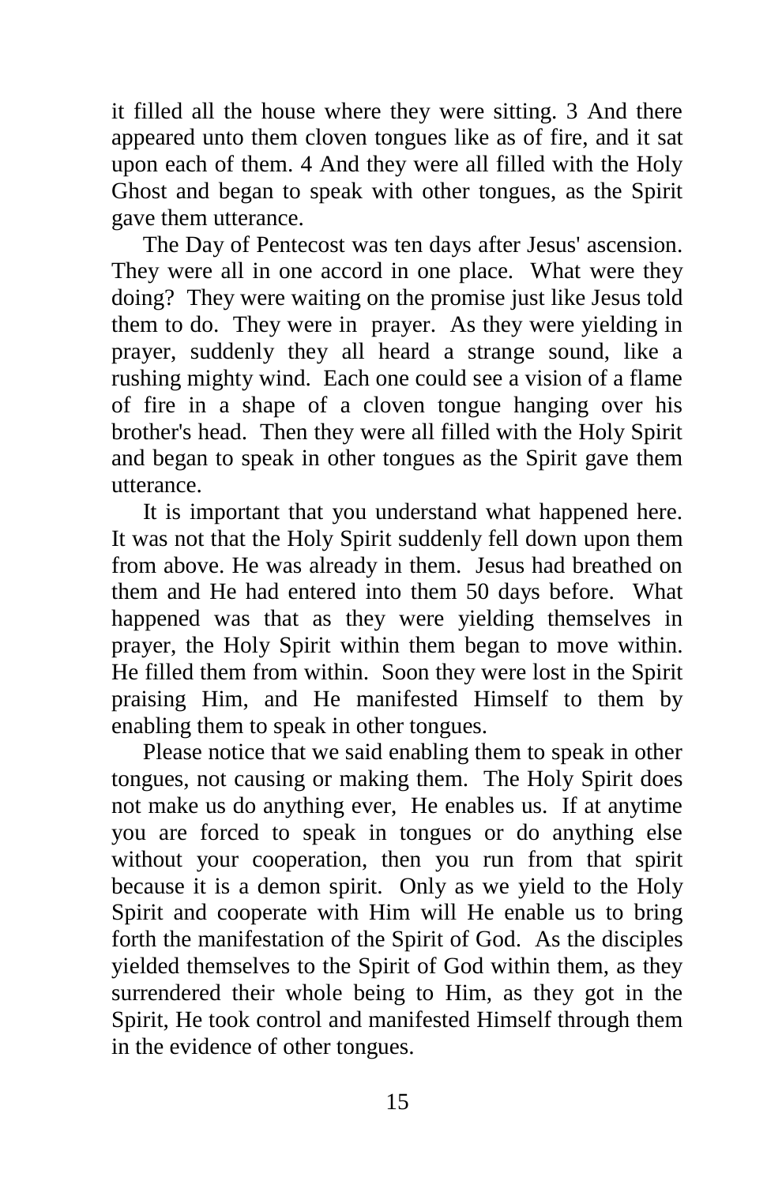it filled all the house where they were sitting. 3 And there appeared unto them cloven tongues like as of fire, and it sat upon each of them. 4 And they were all filled with the Holy Ghost and began to speak with other tongues, as the Spirit gave them utterance.

The Day of Pentecost was ten days after Jesus' ascension. They were all in one accord in one place. What were they doing? They were waiting on the promise just like Jesus told them to do. They were in prayer. As they were yielding in prayer, suddenly they all heard a strange sound, like a rushing mighty wind. Each one could see a vision of a flame of fire in a shape of a cloven tongue hanging over his brother's head. Then they were all filled with the Holy Spirit and began to speak in other tongues as the Spirit gave them utterance.

It is important that you understand what happened here. It was not that the Holy Spirit suddenly fell down upon them from above. He was already in them. Jesus had breathed on them and He had entered into them 50 days before. What happened was that as they were yielding themselves in prayer, the Holy Spirit within them began to move within. He filled them from within. Soon they were lost in the Spirit praising Him, and He manifested Himself to them by enabling them to speak in other tongues.

Please notice that we said enabling them to speak in other tongues, not causing or making them. The Holy Spirit does not make us do anything ever, He enables us. If at anytime you are forced to speak in tongues or do anything else without your cooperation, then you run from that spirit because it is a demon spirit. Only as we yield to the Holy Spirit and cooperate with Him will He enable us to bring forth the manifestation of the Spirit of God. As the disciples yielded themselves to the Spirit of God within them, as they surrendered their whole being to Him, as they got in the Spirit, He took control and manifested Himself through them in the evidence of other tongues.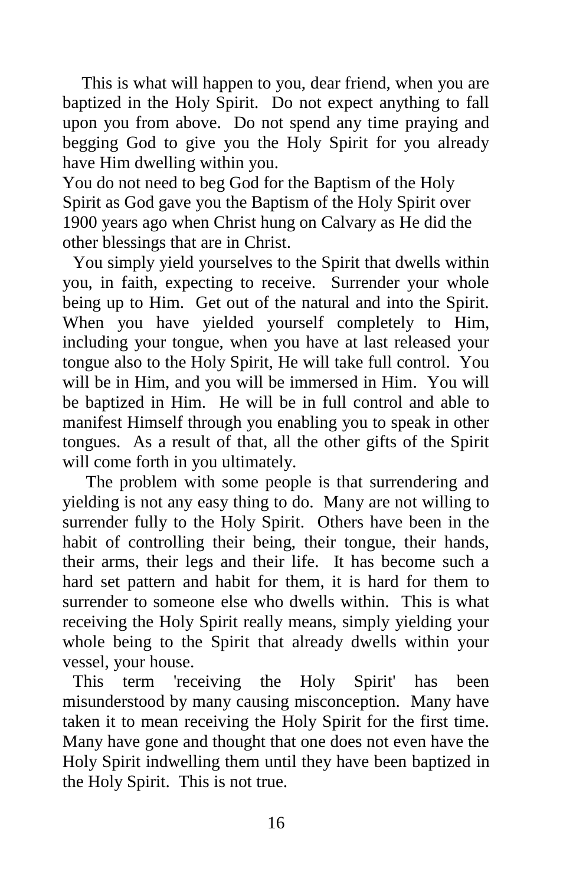This is what will happen to you, dear friend, when you are baptized in the Holy Spirit. Do not expect anything to fall upon you from above. Do not spend any time praying and begging God to give you the Holy Spirit for you already have Him dwelling within you.

You do not need to beg God for the Baptism of the Holy Spirit as God gave you the Baptism of the Holy Spirit over 1900 years ago when Christ hung on Calvary as He did the other blessings that are in Christ.

You simply yield yourselves to the Spirit that dwells within you, in faith, expecting to receive. Surrender your whole being up to Him. Get out of the natural and into the Spirit. When you have yielded yourself completely to Him, including your tongue, when you have at last released your tongue also to the Holy Spirit, He will take full control. You will be in Him, and you will be immersed in Him. You will be baptized in Him. He will be in full control and able to manifest Himself through you enabling you to speak in other tongues. As a result of that, all the other gifts of the Spirit will come forth in you ultimately.

The problem with some people is that surrendering and yielding is not any easy thing to do. Many are not willing to surrender fully to the Holy Spirit. Others have been in the habit of controlling their being, their tongue, their hands, their arms, their legs and their life. It has become such a hard set pattern and habit for them, it is hard for them to surrender to someone else who dwells within. This is what receiving the Holy Spirit really means, simply yielding your whole being to the Spirit that already dwells within your vessel, your house.

This term 'receiving the Holy Spirit' has been misunderstood by many causing misconception. Many have taken it to mean receiving the Holy Spirit for the first time. Many have gone and thought that one does not even have the Holy Spirit indwelling them until they have been baptized in the Holy Spirit. This is not true.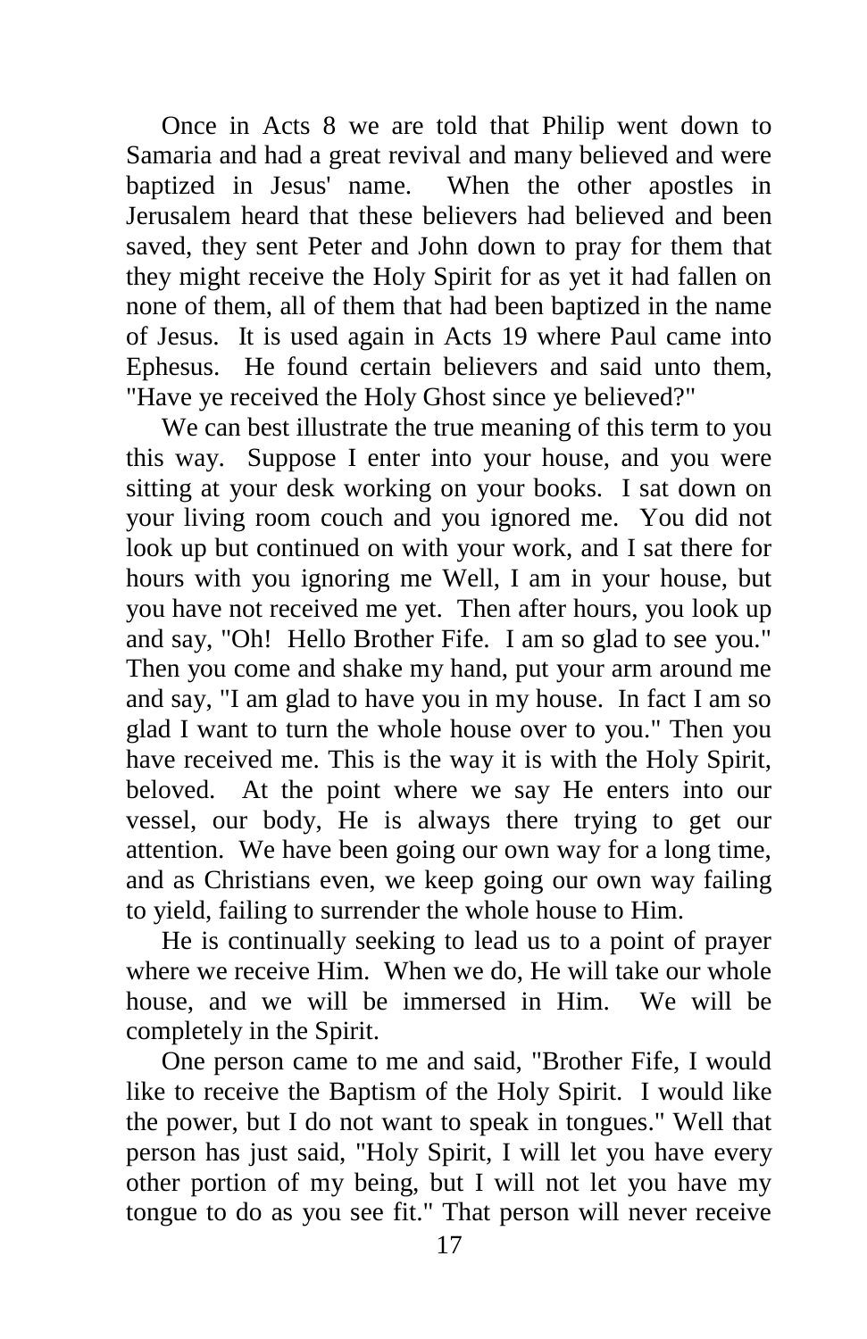Once in Acts 8 we are told that Philip went down to Samaria and had a great revival and many believed and were baptized in Jesus' name. When the other apostles in Jerusalem heard that these believers had believed and been saved, they sent Peter and John down to pray for them that they might receive the Holy Spirit for as yet it had fallen on none of them, all of them that had been baptized in the name of Jesus. It is used again in Acts 19 where Paul came into Ephesus. He found certain believers and said unto them, "Have ye received the Holy Ghost since ye believed?"

We can best illustrate the true meaning of this term to you this way. Suppose I enter into your house, and you were sitting at your desk working on your books. I sat down on your living room couch and you ignored me. You did not look up but continued on with your work, and I sat there for hours with you ignoring me Well, I am in your house, but you have not received me yet. Then after hours, you look up and say, "Oh! Hello Brother Fife. I am so glad to see you." Then you come and shake my hand, put your arm around me and say, "I am glad to have you in my house. In fact I am so glad I want to turn the whole house over to you." Then you have received me. This is the way it is with the Holy Spirit, beloved. At the point where we say He enters into our vessel, our body, He is always there trying to get our attention. We have been going our own way for a long time, and as Christians even, we keep going our own way failing to yield, failing to surrender the whole house to Him.

He is continually seeking to lead us to a point of prayer where we receive Him. When we do, He will take our whole house, and we will be immersed in Him. We will be completely in the Spirit.

One person came to me and said, "Brother Fife, I would like to receive the Baptism of the Holy Spirit. I would like the power, but I do not want to speak in tongues." Well that person has just said, "Holy Spirit, I will let you have every other portion of my being, but I will not let you have my tongue to do as you see fit." That person will never receive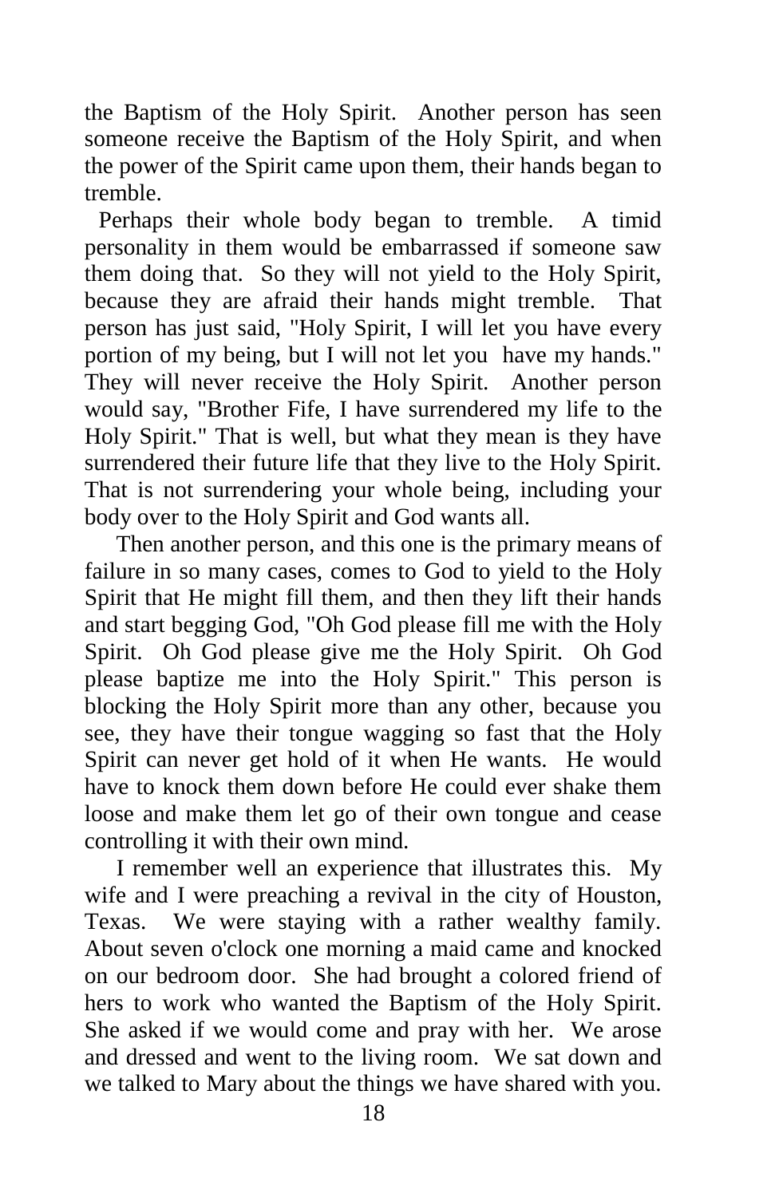the Baptism of the Holy Spirit. Another person has seen someone receive the Baptism of the Holy Spirit, and when the power of the Spirit came upon them, their hands began to tremble.

Perhaps their whole body began to tremble. A timid personality in them would be embarrassed if someone saw them doing that. So they will not yield to the Holy Spirit, because they are afraid their hands might tremble. That person has just said, "Holy Spirit, I will let you have every portion of my being, but I will not let you have my hands." They will never receive the Holy Spirit. Another person would say, "Brother Fife, I have surrendered my life to the Holy Spirit." That is well, but what they mean is they have surrendered their future life that they live to the Holy Spirit. That is not surrendering your whole being, including your body over to the Holy Spirit and God wants all.

Then another person, and this one is the primary means of failure in so many cases, comes to God to yield to the Holy Spirit that He might fill them, and then they lift their hands and start begging God, "Oh God please fill me with the Holy Spirit. Oh God please give me the Holy Spirit. Oh God please baptize me into the Holy Spirit." This person is blocking the Holy Spirit more than any other, because you see, they have their tongue wagging so fast that the Holy Spirit can never get hold of it when He wants. He would have to knock them down before He could ever shake them loose and make them let go of their own tongue and cease controlling it with their own mind.

I remember well an experience that illustrates this. My wife and I were preaching a revival in the city of Houston, Texas. We were staying with a rather wealthy family. About seven o'clock one morning a maid came and knocked on our bedroom door. She had brought a colored friend of hers to work who wanted the Baptism of the Holy Spirit. She asked if we would come and pray with her. We arose and dressed and went to the living room. We sat down and we talked to Mary about the things we have shared with you.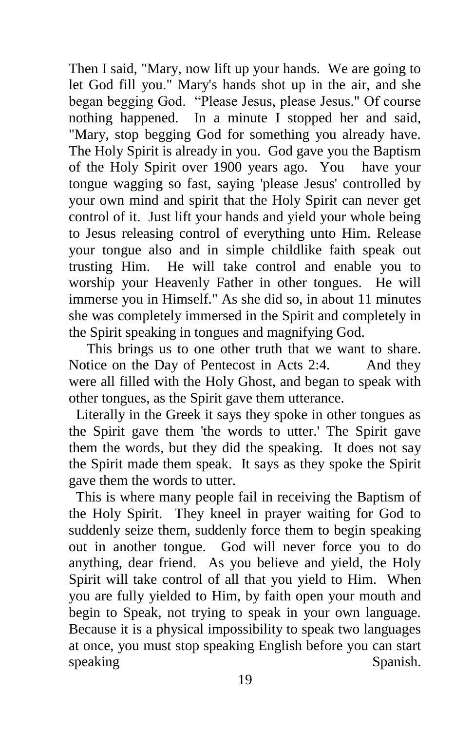Then I said, "Mary, now lift up your hands. We are going to let God fill you." Mary's hands shot up in the air, and she began begging God. "Please Jesus, please Jesus." Of course nothing happened. In a minute I stopped her and said, "Mary, stop begging God for something you already have. The Holy Spirit is already in you. God gave you the Baptism of the Holy Spirit over 1900 years ago. You have your tongue wagging so fast, saying 'please Jesus' controlled by your own mind and spirit that the Holy Spirit can never get control of it. Just lift your hands and yield your whole being to Jesus releasing control of everything unto Him. Release your tongue also and in simple childlike faith speak out trusting Him. He will take control and enable you to worship your Heavenly Father in other tongues. He will immerse you in Himself." As she did so, in about 11 minutes she was completely immersed in the Spirit and completely in the Spirit speaking in tongues and magnifying God.

This brings us to one other truth that we want to share. Notice on the Day of Pentecost in Acts 2:4. And they were all filled with the Holy Ghost, and began to speak with other tongues, as the Spirit gave them utterance.

Literally in the Greek it says they spoke in other tongues as the Spirit gave them 'the words to utter.' The Spirit gave them the words, but they did the speaking. It does not say the Spirit made them speak. It says as they spoke the Spirit gave them the words to utter.

This is where many people fail in receiving the Baptism of the Holy Spirit. They kneel in prayer waiting for God to suddenly seize them, suddenly force them to begin speaking out in another tongue. God will never force you to do anything, dear friend. As you believe and yield, the Holy Spirit will take control of all that you yield to Him. When you are fully yielded to Him, by faith open your mouth and begin to Speak, not trying to speak in your own language. Because it is a physical impossibility to speak two languages at once, you must stop speaking English before you can start speaking Spanish.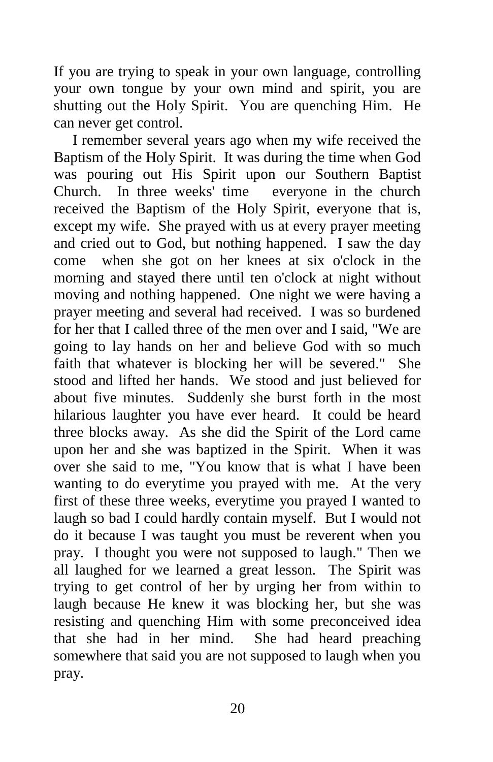If you are trying to speak in your own language, controlling your own tongue by your own mind and spirit, you are shutting out the Holy Spirit. You are quenching Him. He can never get control.

I remember several years ago when my wife received the Baptism of the Holy Spirit. It was during the time when God was pouring out His Spirit upon our Southern Baptist Church. In three weeks' time everyone in the church received the Baptism of the Holy Spirit, everyone that is, except my wife. She prayed with us at every prayer meeting and cried out to God, but nothing happened. I saw the day come when she got on her knees at six o'clock in the morning and stayed there until ten o'clock at night without moving and nothing happened. One night we were having a prayer meeting and several had received. I was so burdened for her that I called three of the men over and I said, "We are going to lay hands on her and believe God with so much faith that whatever is blocking her will be severed." She stood and lifted her hands. We stood and just believed for about five minutes. Suddenly she burst forth in the most hilarious laughter you have ever heard. It could be heard three blocks away. As she did the Spirit of the Lord came upon her and she was baptized in the Spirit. When it was over she said to me, "You know that is what I have been wanting to do everytime you prayed with me. At the very first of these three weeks, everytime you prayed I wanted to laugh so bad I could hardly contain myself. But I would not do it because I was taught you must be reverent when you pray. I thought you were not supposed to laugh." Then we all laughed for we learned a great lesson. The Spirit was trying to get control of her by urging her from within to laugh because He knew it was blocking her, but she was resisting and quenching Him with some preconceived idea that she had in her mind. She had heard preaching somewhere that said you are not supposed to laugh when you pray.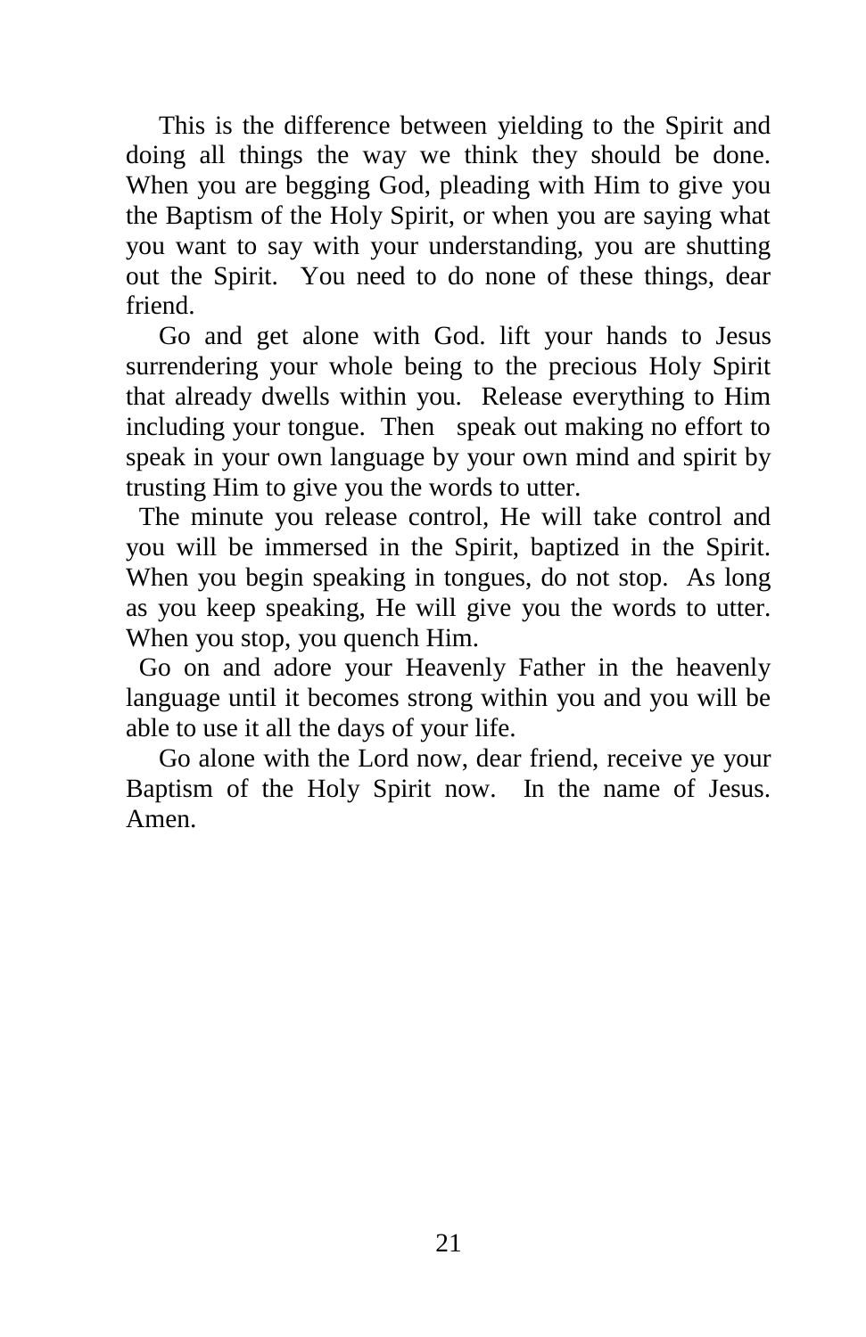This is the difference between yielding to the Spirit and doing all things the way we think they should be done. When you are begging God, pleading with Him to give you the Baptism of the Holy Spirit, or when you are saying what you want to say with your understanding, you are shutting out the Spirit. You need to do none of these things, dear friend.

Go and get alone with God. lift your hands to Jesus surrendering your whole being to the precious Holy Spirit that already dwells within you. Release everything to Him including your tongue. Then speak out making no effort to speak in your own language by your own mind and spirit by trusting Him to give you the words to utter.

The minute you release control, He will take control and you will be immersed in the Spirit, baptized in the Spirit. When you begin speaking in tongues, do not stop. As long as you keep speaking, He will give you the words to utter. When you stop, you quench Him.

Go on and adore your Heavenly Father in the heavenly language until it becomes strong within you and you will be able to use it all the days of your life.

Go alone with the Lord now, dear friend, receive ye your Baptism of the Holy Spirit now. In the name of Jesus. Amen.